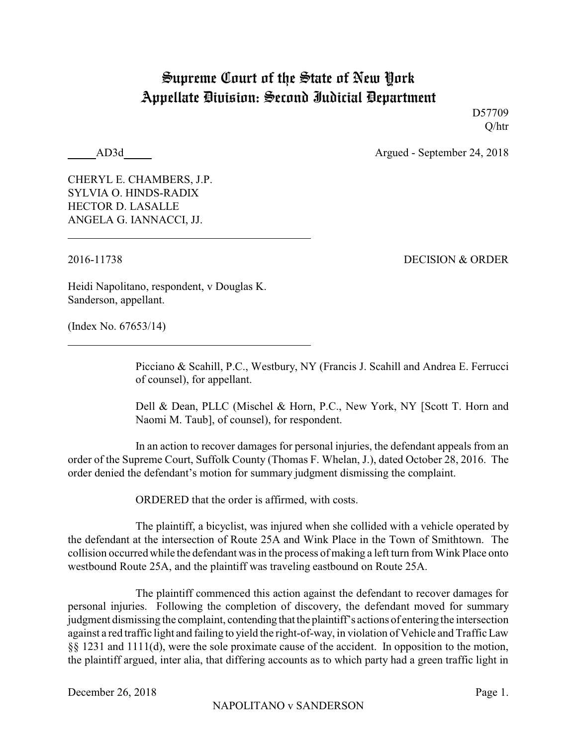# Supreme Court of the State of New York Appellate Division: Second Judicial Department

D57709
Q/htr

_____AD3d_____ Argued - September 24, 2018

CHERYL E. CHAMBERS, J.P.
SYLVIA O. HINDS-RADIX
HECTOR D. LASALLE
ANGELA G. IANNACCI, JJ.

2016-11738 DECISION & ORDER

Heidi Napolitano, respondent, v Douglas K. Sanderson, appellant.

(Index No. 67653/14)

Picciano & Scahill, P.C., Westbury, NY (Francis J. Scahill and Andrea E. Ferrucci of counsel), for appellant.

Dell & Dean, PLLC (Mischel & Horn, P.C., New York, NY [Scott T. Horn and Naomi M. Taub], of counsel), for respondent.

In an action to recover damages for personal injuries, the defendant appeals from an order of the Supreme Court, Suffolk County (Thomas F. Whelan, J.), dated October 28, 2016. The order denied the defendant's motion for summary judgment dismissing the complaint.

ORDERED that the order is affirmed, with costs.

The plaintiff, a bicyclist, was injured when she collided with a vehicle operated by the defendant at the intersection of Route 25A and Wink Place in the Town of Smithtown. The collision occurred while the defendant was in the process of making a left turn from Wink Place onto westbound Route 25A, and the plaintiff was traveling eastbound on Route 25A.

The plaintiff commenced this action against the defendant to recover damages for personal injuries. Following the completion of discovery, the defendant moved for summary judgment dismissing the complaint, contending that the plaintiff's actions of entering the intersection against a red traffic light and failing to yield the right-of-way, in violation of Vehicle and Traffic Law §§ 1231 and 1111(d), were the sole proximate cause of the accident. In opposition to the motion, the plaintiff argued, inter alia, that differing accounts as to which party had a green traffic light in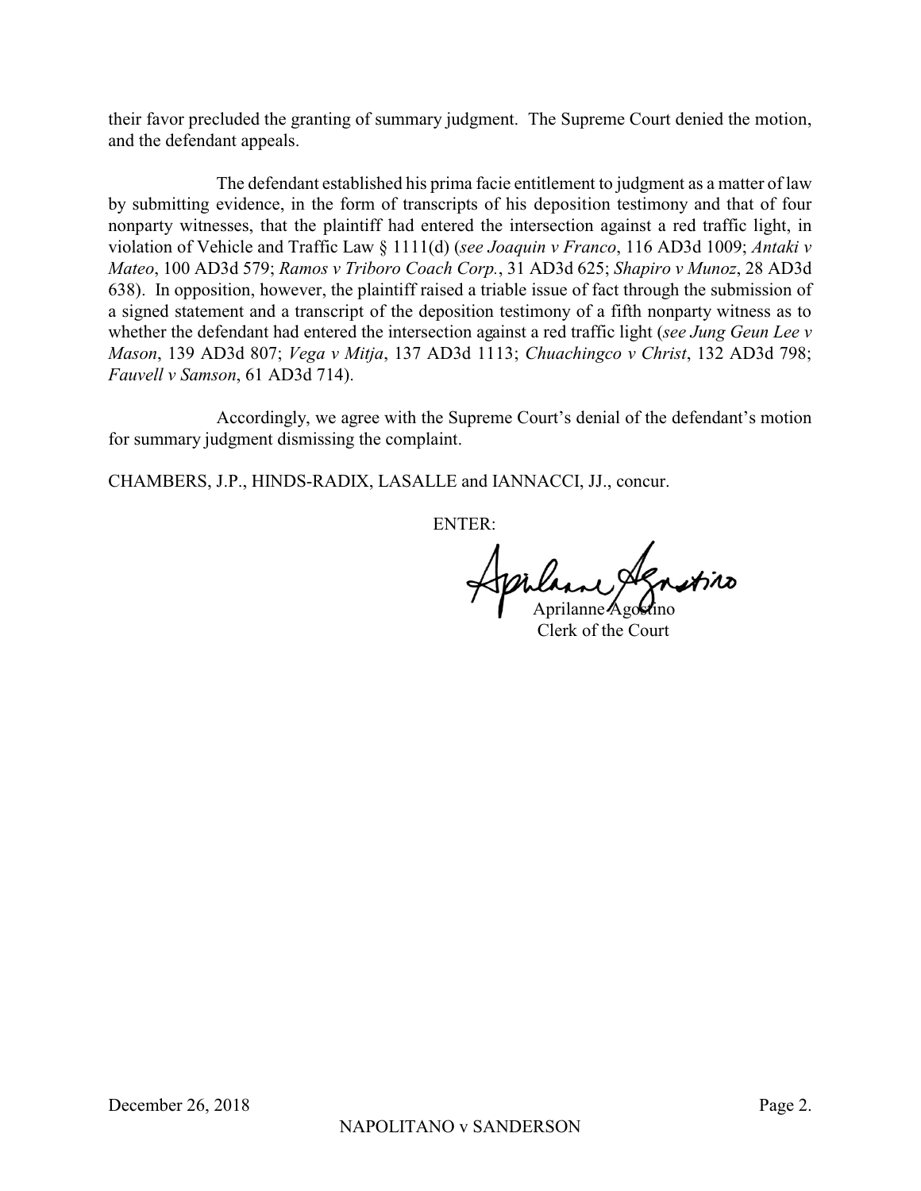their favor precluded the granting of summary judgment. The Supreme Court denied the motion, and the defendant appeals.

The defendant established his prima facie entitlement to judgment as a matter of law by submitting evidence, in the form of transcripts of his deposition testimony and that of four nonparty witnesses, that the plaintiff had entered the intersection against a red traffic light, in violation of Vehicle and Traffic Law § 1111(d) (*see Joaquin v Franco*, 116 AD3d 1009; *Antaki v Mateo*, 100 AD3d 579; *Ramos v Triboro Coach Corp.*, 31 AD3d 625; *Shapiro v Munoz*, 28 AD3d 638). In opposition, however, the plaintiff raised a triable issue of fact through the submission of a signed statement and a transcript of the deposition testimony of a fifth nonparty witness as to whether the defendant had entered the intersection against a red traffic light (*see Jung Geun Lee v Mason*, 139 AD3d 807; *Vega v Mitja*, 137 AD3d 1113; *Chuachingco v Christ*, 132 AD3d 798; *Fauvell v Samson*, 61 AD3d 714).

Accordingly, we agree with the Supreme Court's denial of the defendant's motion for summary judgment dismissing the complaint.

CHAMBERS, J.P., HINDS-RADIX, LASALLE and IANNACCI, JJ., concur.

ENTER:

Aprilanne Agostino
Clerk of the Court

December 26, 2018

NAPOLITANO v SANDERSON